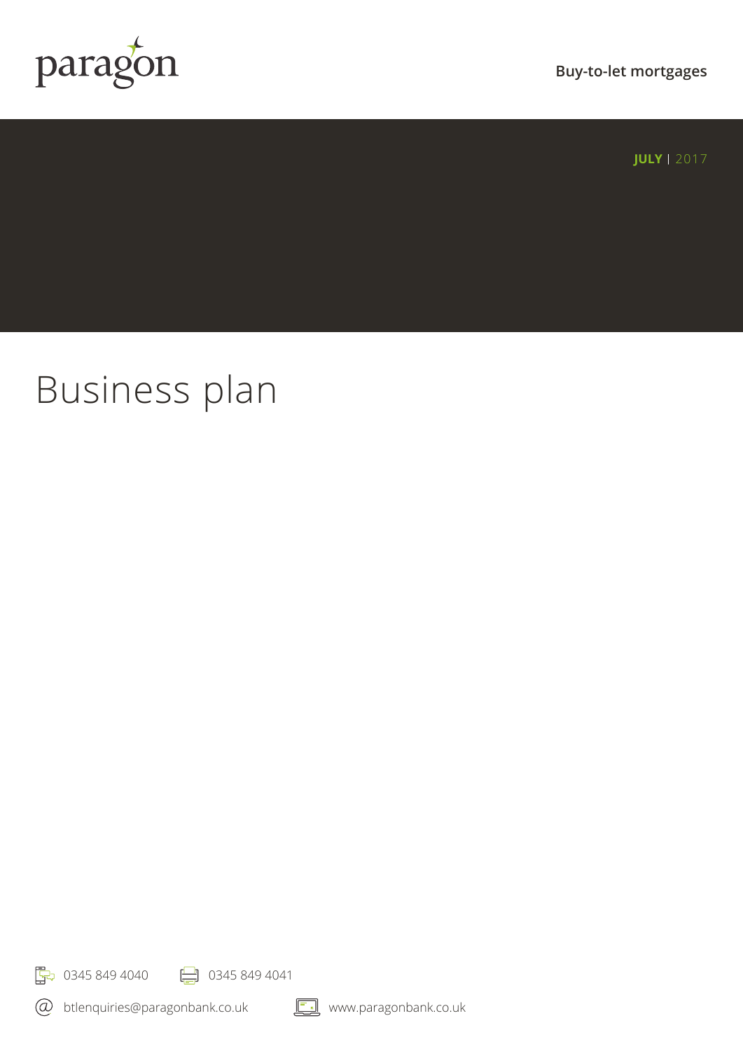paragon

Buy-to-let mortgages

**JULY** | 2017

# Business plan

0345 849 4040

0345 849 4041

btlenquiries@paragonbank.co.uk

www.paragonbank.co.uk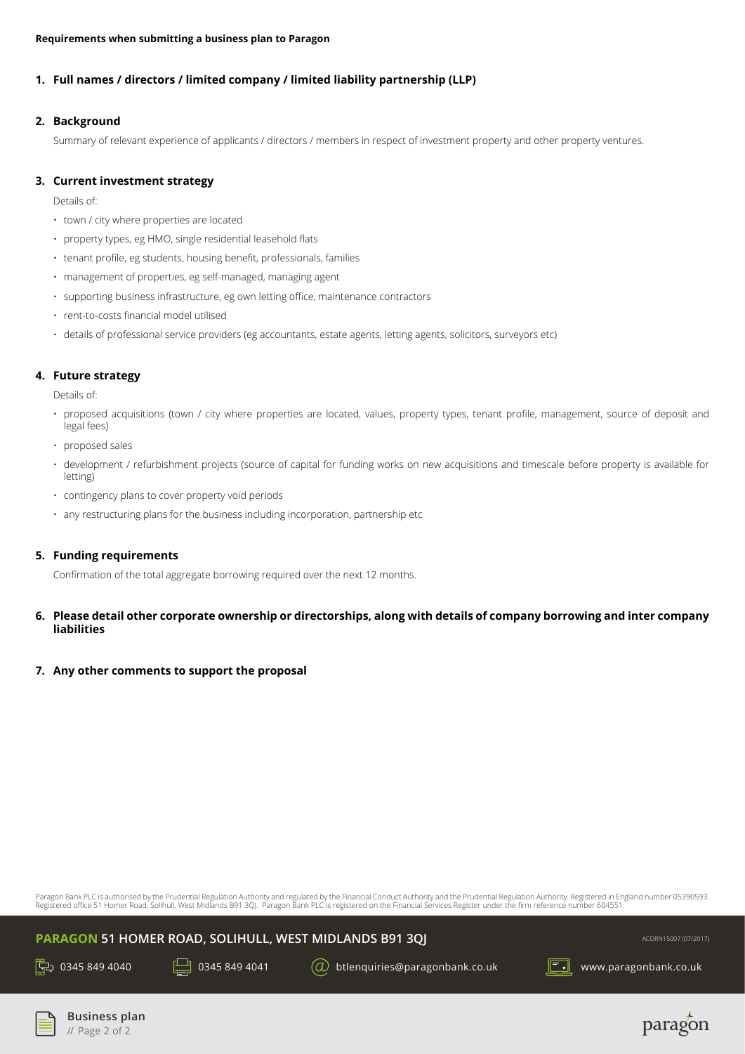**Requirements when submitting a business plan to Paragon**

### 1. Full names / directors / limited company / limited liability partnership (LLP)

### 2. Background

Summary of relevant experience of applicants / directors / members in respect of investment property and other property ventures.

### 3. Current investment strategy

Details of:

- town / city where properties are located
- property types, eg HMO, single residential leasehold flats
- tenant profile, eg students, housing benefit, professionals, families
- management of properties, eg self-managed, managing agent
- supporting business infrastructure, eg own letting office, maintenance contractors
- rent-to-costs financial model utilised
- details of professional service providers (eg accountants, estate agents, letting agents, solicitors, surveyors etc)

### 4. Future strategy

Details of:

- proposed acquisitions (town / city where properties are located, values, property types, tenant profile, management, source of deposit and legal fees)
- proposed sales
- development / refurbishment projects (source of capital for funding works on new acquisitions and timescale before property is available for letting)
- contingency plans to cover property void periods
- any restructuring plans for the business including incorporation, partnership etc

### 5. Funding requirements

Confirmation of the total aggregate borrowing required over the next 12 months.

### 6. Please detail other corporate ownership or directorships, along with details of company borrowing and inter company liabilities

### 7. Any other comments to support the proposal

Paragon Bank PLC is authorised by the Prudential Regulation Authority and regulated by the Financial Conduct Authority and the Prudential Regulation Authority. Registered in England number 05390593. Registered office 51 Homer Road, Solihull, West Midlands B91 3QJ. Paragon Bank PLC is registered on the Financial Services Register under the firm reference number 604551.

**PARAGON 51 HOMER ROAD, SOLIHULL, WEST MIDLANDS B91 3QJ**

ACORN15007 (07/2017)

0345 849 4040 | 0345 849 4041 | btlenquiries@paragonbank.co.uk | www.paragonbank.co.uk

**Business plan**

paragon